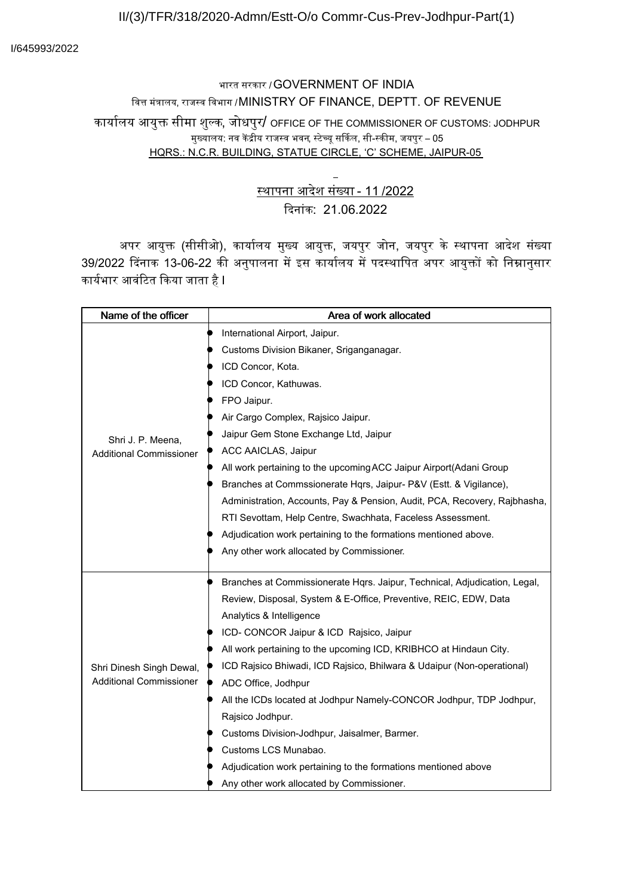II/(3)/TFR/318/2020-Admn/Estt-O/o Commr-Cus-Prev-Jodhpur-Part(1)

I/645993/2022

भारत सरकार / GOVERNMENT OF INDIA

वित्त मंत्रालय, राजस्व विभाग / MINISTRY OF FINANCE, DEPTT. OF REVENUE

कार्यालय आयुक्त सीमा शुल्क, जोधपुर/ OFFICE OF THE COMMISSIONER OF CUSTOMS: JODHPUR

मुख्यालय: नव केंद्रीय राजस्व भवन, स्टेच्यू सर्किल, सी-स्कीम, जयपुर – 05

HQRS.: N.C.R. BUILDING, STATUE CIRCLE, 'C' SCHEME, JAIPUR-05

स्थापना आदेश संख्या - 11 /2022

दिनांक: 21.06.2022

अपर आयुक्त (सीसीओ), कार्यालय मुख्य आयुक्त, जयपुर जोन, जयपुर के स्थापना आदेश संख्या 39/2022 दिंनाक 13-06-22 की अनुपालना में इस कार्यालय में पदस्थापित अपर आयुक्तों को निम्नानुसार कार्यभार आवंटित किया जाता है।

| Name of the officer | Area of work allocated |
|---|---|
| Shri J. P. Meena, Additional Commissioner | • International Airport, Jaipur.<br>• Customs Division Bikaner, Sriganganagar.<br>• ICD Concor, Kota.<br>• ICD Concor, Kathuwas.<br>• FPO Jaipur.<br>• Air Cargo Complex, Rajsico Jaipur.<br>• Jaipur Gem Stone Exchange Ltd, Jaipur<br>• ACC AAICLAS, Jaipur<br>• All work pertaining to the upcoming ACC Jaipur Airport(Adani Group<br>• Branches at Commssionerate Hqrs, Jaipur- P&V (Estt. & Vigilance), Administration, Accounts, Pay & Pension, Audit, PCA, Recovery, Rajbhasha, RTI Sevottam, Help Centre, Swachhata, Faceless Assessment.<br>• Adjudication work pertaining to the formations mentioned above.<br>• Any other work allocated by Commissioner. |
| Shri Dinesh Singh Dewal, Additional Commissioner | • Branches at Commissionerate Hqrs. Jaipur, Technical, Adjudication, Legal, Review, Disposal, System & E-Office, Preventive, REIC, EDW, Data Analytics & Intelligence<br>• ICD- CONCOR Jaipur & ICD Rajsico, Jaipur<br>• All work pertaining to the upcoming ICD, KRIBHCO at Hindaun City.<br>• ICD Rajsico Bhiwadi, ICD Rajsico, Bhilwara & Udaipur (Non-operational)<br>• ADC Office, Jodhpur<br>• All the ICDs located at Jodhpur Namely-CONCOR Jodhpur, TDP Jodhpur, Rajsico Jodhpur.<br>• Customs Division-Jodhpur, Jaisalmer, Barmer.<br>• Customs LCS Munabao.<br>• Adjudication work pertaining to the formations mentioned above<br>• Any other work allocated by Commissioner. |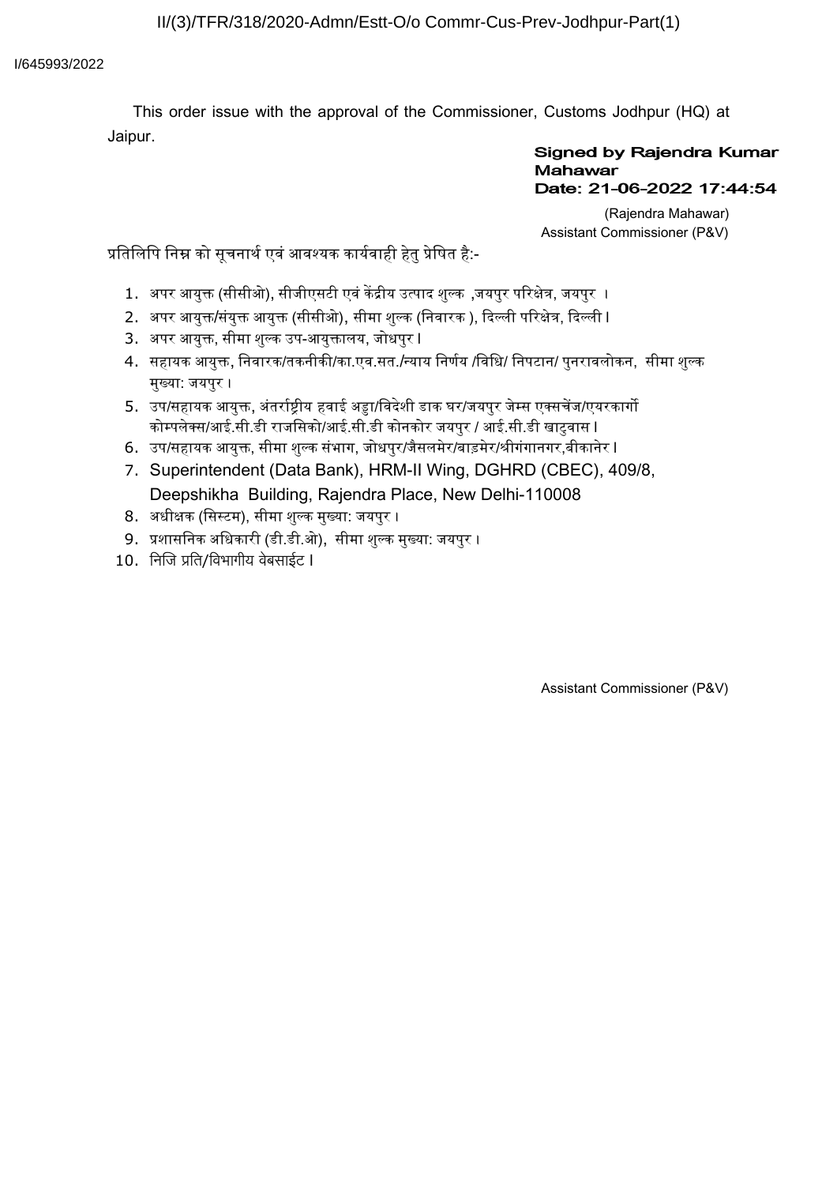I/645993/2022

This order issue with the approval of the Commissioner, Customs Jodhpur (HQ) at Jaipur.

**Signed by Rajendra Kumar Mahawar**
**Date: 21-06-2022 17:44:54**

(Rajendra Mahawar)
Assistant Commissioner (P&V)

प्रतिलिपि निम्न को सूचनार्थ एवं आवश्यक कार्यवाही हेतु प्रेषित है:-

1. अपर आयुक्त (सीसीओ), सीजीएसटी एवं केंद्रीय उत्पाद शुल्क ,जयपुर परिक्षेत्र, जयपुर ।
2. अपर आयुक्त/संयुक्त आयुक्त (सीसीओ), सीमा शुल्क (निवारक ), दिल्ली परिक्षेत्र, दिल्ली।
3. अपर आयुक्त, सीमा शुल्क उप-आयुक्तालय, जोधपुर।
4. सहायक आयुक्त, निवारक/तकनीकी/का.एव.सत./न्याय निर्णय /विधि/ निपटान/ पुनरावलोकन, सीमा शुल्क मुख्या: जयपुर ।
5. उप/सहायक आयुक्त, अंतर्राष्ट्रीय हवाई अड्डा/विदेशी डाक घर/जयपुर जेम्स एक्सचेंज/एयरकार्गो कोम्पलेक्स/आई.सी.डी राजसिको/आई.सी.डी कोनकोर जयपुर / आई.सी.डी खाटुवास।
6. उप/सहायक आयुक्त, सीमा शुल्क संभाग, जोधपुर/जैसलमेर/बाड़मेर/श्रीगंगानगर,बीकानेर।
7. Superintendent (Data Bank), HRM-II Wing, DGHRD (CBEC), 409/8, Deepshikha Building, Rajendra Place, New Delhi-110008
8. अधीक्षक (सिस्टम), सीमा शुल्क मुख्या: जयपुर ।
9. प्रशासनिक अधिकारी (डी.डी.ओ), सीमा शुल्क मुख्या: जयपुर ।
10. निजि प्रति/विभागीय वेबसाईट।

Assistant Commissioner (P&V)